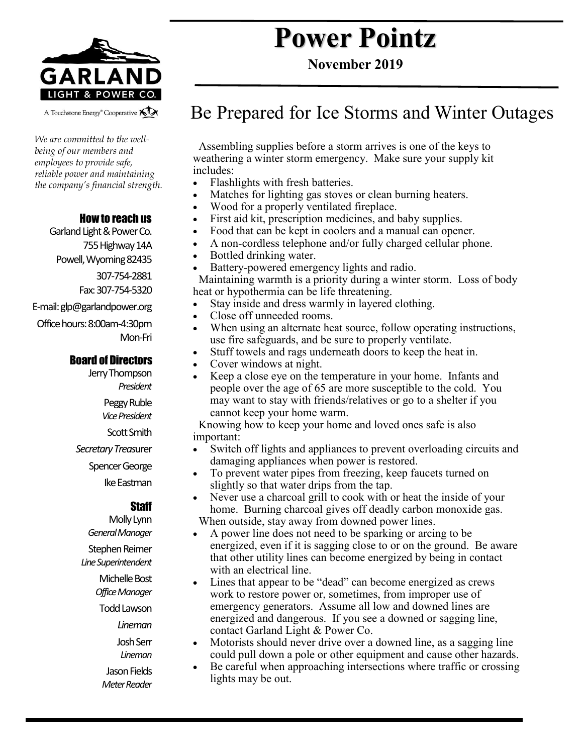# Power Pointz

**November 2019**

GARLAND LIGHT & POWER CO.

A Touchstone Energy® Cooperative

*We are committed to the well-being of our members and employees to provide safe, reliable power and maintaining the company's financial strength.*

### How to reach us

Garland Light & Power Co.
755 Highway 14A
Powell, Wyoming 82435

307-754-2881
Fax: 307-754-5320

E-mail: glp@garlandpower.org

Office hours: 8:00am-4:30pm Mon-Fri

### Board of Directors

Jerry Thompson
*President*

Peggy Ruble
*Vice President*

Scott Smith
*Secretary Treasurer*

Spencer George

Ike Eastman

### Staff

Molly Lynn
*General Manager*

Stephen Reimer
*Line Superintendent*

Michelle Bost
*Office Manager*

Todd Lawson
*Lineman*

Josh Serr
*Lineman*

Jason Fields
*Meter Reader*

## Be Prepared for Ice Storms and Winter Outages

Assembling supplies before a storm arrives is one of the keys to weathering a winter storm emergency. Make sure your supply kit includes:

- Flashlights with fresh batteries.
- Matches for lighting gas stoves or clean burning heaters.
- Wood for a properly ventilated fireplace.
- First aid kit, prescription medicines, and baby supplies.
- Food that can be kept in coolers and a manual can opener.
- A non-cordless telephone and/or fully charged cellular phone.
- Bottled drinking water.
- Battery-powered emergency lights and radio.

Maintaining warmth is a priority during a winter storm. Loss of body heat or hypothermia can be life threatening.

- Stay inside and dress warmly in layered clothing.
- Close off unneeded rooms.
- When using an alternate heat source, follow operating instructions, use fire safeguards, and be sure to properly ventilate.
- Stuff towels and rags underneath doors to keep the heat in.
- Cover windows at night.
- Keep a close eye on the temperature in your home. Infants and people over the age of 65 are more susceptible to the cold. You may want to stay with friends/relatives or go to a shelter if you cannot keep your home warm.

Knowing how to keep your home and loved ones safe is also important:

- Switch off lights and appliances to prevent overloading circuits and damaging appliances when power is restored.
- To prevent water pipes from freezing, keep faucets turned on slightly so that water drips from the tap.
- Never use a charcoal grill to cook with or heat the inside of your home. Burning charcoal gives off deadly carbon monoxide gas.

When outside, stay away from downed power lines.

- A power line does not need to be sparking or arcing to be energized, even if it is sagging close to or on the ground. Be aware that other utility lines can become energized by being in contact with an electrical line.
- Lines that appear to be "dead" can become energized as crews work to restore power or, sometimes, from improper use of emergency generators. Assume all low and downed lines are energized and dangerous. If you see a downed or sagging line, contact Garland Light & Power Co.
- Motorists should never drive over a downed line, as a sagging line could pull down a pole or other equipment and cause other hazards.
- Be careful when approaching intersections where traffic or crossing lights may be out.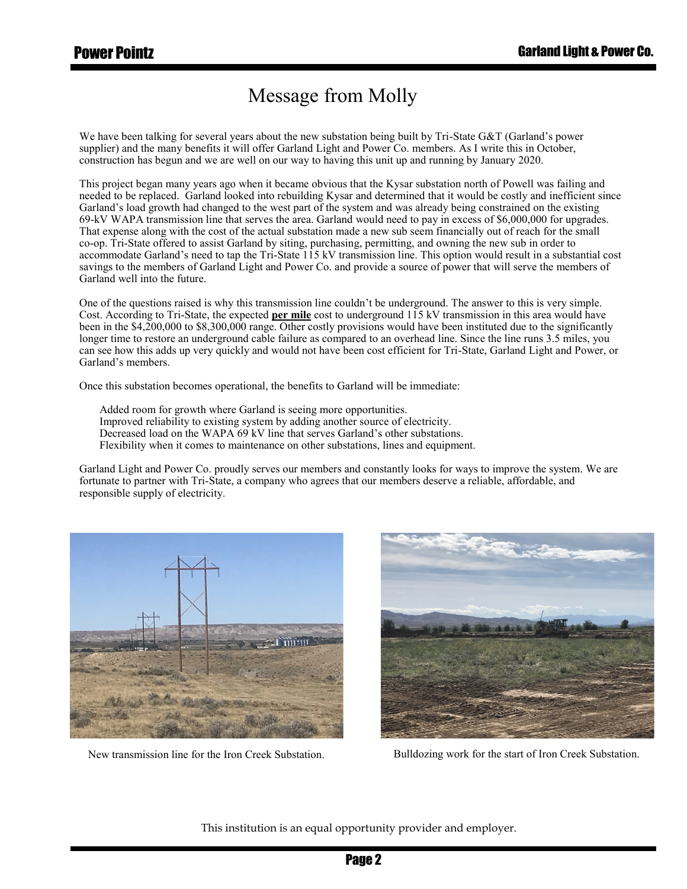# Message from Molly

We have been talking for several years about the new substation being built by Tri-State G&T (Garland's power supplier) and the many benefits it will offer Garland Light and Power Co. members. As I write this in October, construction has begun and we are well on our way to having this unit up and running by January 2020.

This project began many years ago when it became obvious that the Kysar substation north of Powell was failing and needed to be replaced. Garland looked into rebuilding Kysar and determined that it would be costly and inefficient since Garland's load growth had changed to the west part of the system and was already being constrained on the existing 69-kV WAPA transmission line that serves the area. Garland would need to pay in excess of $6,000,000 for upgrades. That expense along with the cost of the actual substation made a new sub seem financially out of reach for the small co-op. Tri-State offered to assist Garland by siting, purchasing, permitting, and owning the new sub in order to accommodate Garland's need to tap the Tri-State 115 kV transmission line. This option would result in a substantial cost savings to the members of Garland Light and Power Co. and provide a source of power that will serve the members of Garland well into the future.

One of the questions raised is why this transmission line couldn't be underground. The answer to this is very simple. Cost. According to Tri-State, the expected **per mile** cost to underground 115 kV transmission in this area would have been in the $4,200,000 to $8,300,000 range. Other costly provisions would have been instituted due to the significantly longer time to restore an underground cable failure as compared to an overhead line. Since the line runs 3.5 miles, you can see how this adds up very quickly and would not have been cost efficient for Tri-State, Garland Light and Power, or Garland's members.

Once this substation becomes operational, the benefits to Garland will be immediate:

- Added room for growth where Garland is seeing more opportunities.
- Improved reliability to existing system by adding another source of electricity.
- Decreased load on the WAPA 69 kV line that serves Garland's other substations.
- Flexibility when it comes to maintenance on other substations, lines and equipment.

Garland Light and Power Co. proudly serves our members and constantly looks for ways to improve the system. We are fortunate to partner with Tri-State, a company who agrees that our members deserve a reliable, affordable, and responsible supply of electricity.

New transmission line for the Iron Creek Substation.

Bulldozing work for the start of Iron Creek Substation.

This institution is an equal opportunity provider and employer.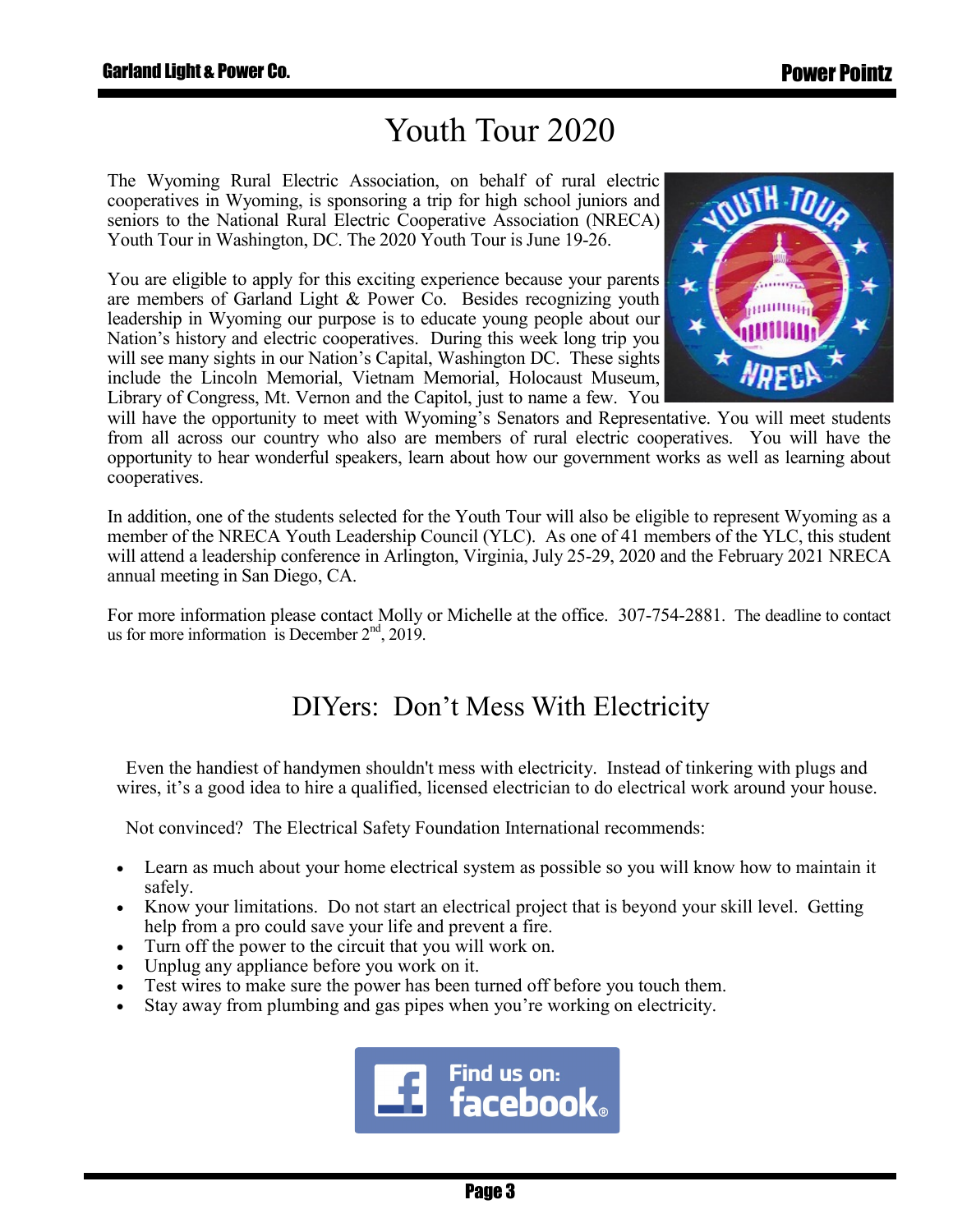# Youth Tour 2020

The Wyoming Rural Electric Association, on behalf of rural electric cooperatives in Wyoming, is sponsoring a trip for high school juniors and seniors to the National Rural Electric Cooperative Association (NRECA) Youth Tour in Washington, DC. The 2020 Youth Tour is June 19-26.

You are eligible to apply for this exciting experience because your parents are members of Garland Light & Power Co. Besides recognizing youth leadership in Wyoming our purpose is to educate young people about our Nation's history and electric cooperatives. During this week long trip you will see many sights in our Nation's Capital, Washington DC. These sights include the Lincoln Memorial, Vietnam Memorial, Holocaust Museum, Library of Congress, Mt. Vernon and the Capitol, just to name a few. You will have the opportunity to meet with Wyoming's Senators and Representative. You will meet students from all across our country who also are members of rural electric cooperatives. You will have the opportunity to hear wonderful speakers, learn about how our government works as well as learning about cooperatives.

In addition, one of the students selected for the Youth Tour will also be eligible to represent Wyoming as a member of the NRECA Youth Leadership Council (YLC). As one of 41 members of the YLC, this student will attend a leadership conference in Arlington, Virginia, July 25-29, 2020 and the February 2021 NRECA annual meeting in San Diego, CA.

For more information please contact Molly or Michelle at the office. 307-754-2881. The deadline to contact us for more information is December 2nd, 2019.

# DIYers: Don't Mess With Electricity

Even the handiest of handymen shouldn't mess with electricity. Instead of tinkering with plugs and wires, it's a good idea to hire a qualified, licensed electrician to do electrical work around your house.

Not convinced? The Electrical Safety Foundation International recommends:

- Learn as much about your home electrical system as possible so you will know how to maintain it safely.
- Know your limitations. Do not start an electrical project that is beyond your skill level. Getting help from a pro could save your life and prevent a fire.
- Turn off the power to the circuit that you will work on.
- Unplug any appliance before you work on it.
- Test wires to make sure the power has been turned off before you touch them.
- Stay away from plumbing and gas pipes when you're working on electricity.

Find us on: facebook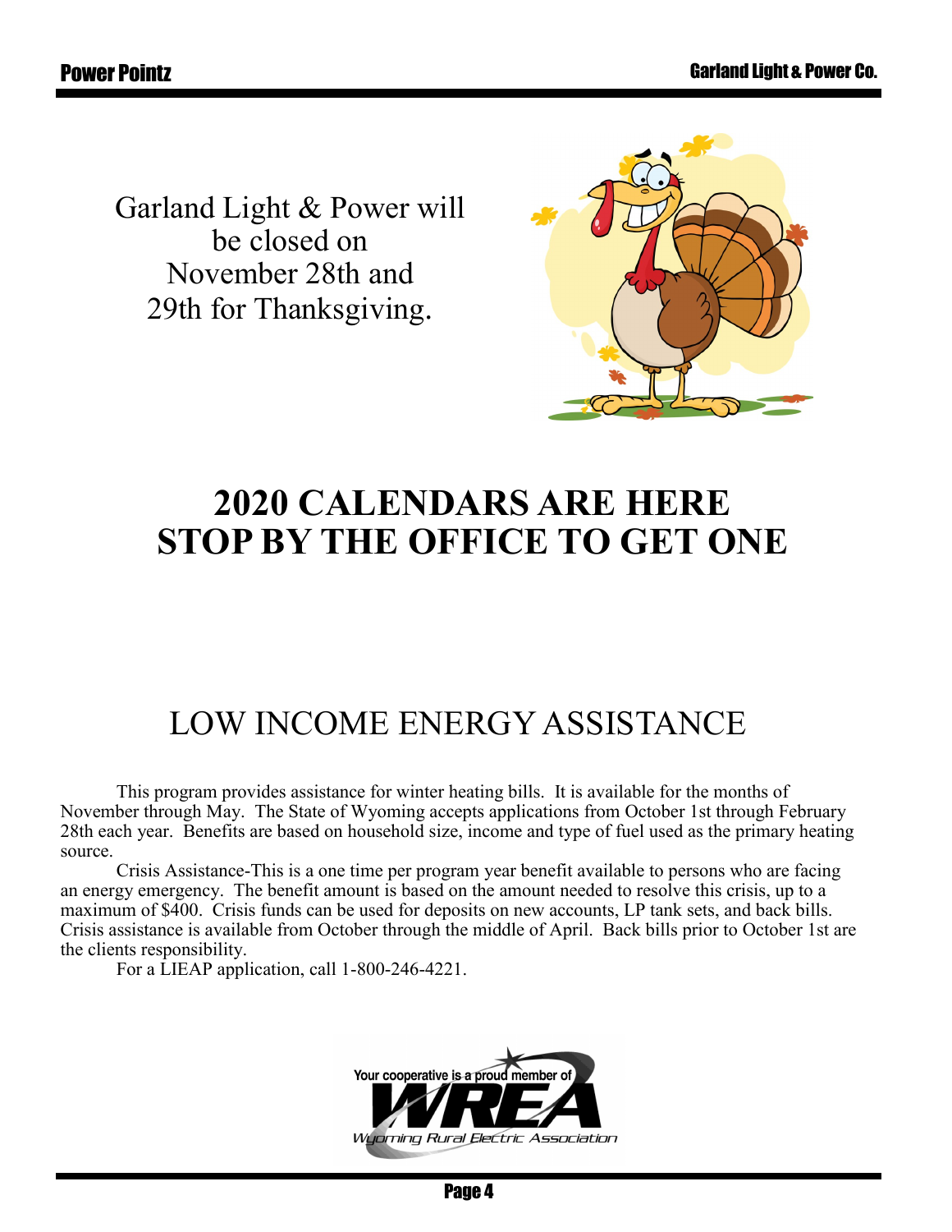Garland Light & Power will be closed on November 28th and 29th for Thanksgiving.

# 2020 CALENDARS ARE HERE STOP BY THE OFFICE TO GET ONE

## LOW INCOME ENERGY ASSISTANCE

This program provides assistance for winter heating bills. It is available for the months of November through May. The State of Wyoming accepts applications from October 1st through February 28th each year. Benefits are based on household size, income and type of fuel used as the primary heating source.

Crisis Assistance-This is a one time per program year benefit available to persons who are facing an energy emergency. The benefit amount is based on the amount needed to resolve this crisis, up to a maximum of $400. Crisis funds can be used for deposits on new accounts, LP tank sets, and back bills. Crisis assistance is available from October through the middle of April. Back bills prior to October 1st are the clients responsibility.

For a LIEAP application, call 1-800-246-4221.

Your cooperative is a proud member of WREA Wyoming Rural Electric Association